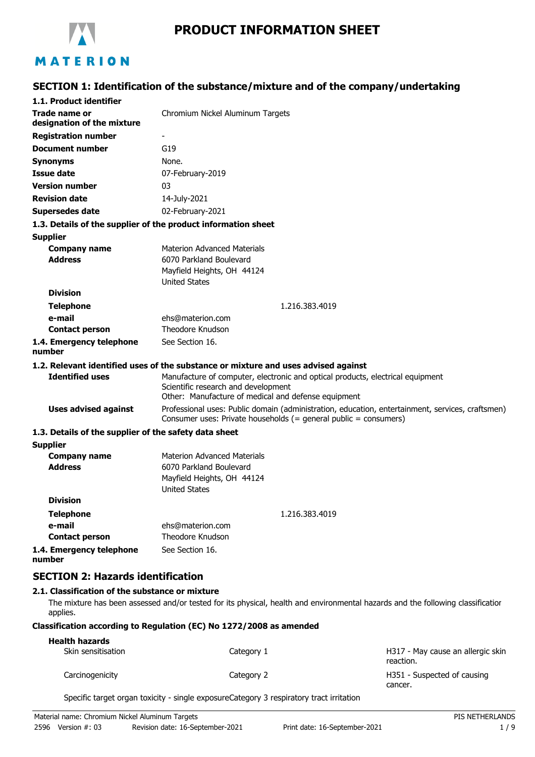# PRODUCT INFORMATION SHEET

## SECTION 1: Identification of the substance/mixture and of the company/undertaking

### 1.1. Product identifier

| | |
|---|---|
| **Trade name or designation of the mixture** | Chromium Nickel Aluminum Targets |
| **Registration number** | - |
| **Document number** | G19 |
| **Synonyms** | None. |
| **Issue date** | 07-February-2019 |
| **Version number** | 03 |
| **Revision date** | 14-July-2021 |
| **Supersedes date** | 02-February-2021 |

### 1.3. Details of the supplier of the product information sheet

**Supplier**

| | |
|---|---|
| **Company name** | Materion Advanced Materials |
| **Address** | 6070 Parkland Boulevard<br>Mayfield Heights, OH 44124<br>United States |
| **Division** | |
| **Telephone** | 1.216.383.4019 |
| **e-mail** | ehs@materion.com |
| **Contact person** | Theodore Knudson |
| **1.4. Emergency telephone number** | See Section 16. |

### 1.2. Relevant identified uses of the substance or mixture and uses advised against

| | |
|---|---|
| **Identified uses** | Manufacture of computer, electronic and optical products, electrical equipment<br>Scientific research and development<br>Other: Manufacture of medical and defense equipment |
| **Uses advised against** | Professional uses: Public domain (administration, education, entertainment, services, craftsmen)<br>Consumer uses: Private households (= general public = consumers) |

### 1.3. Details of the supplier of the safety data sheet

**Supplier**

| | |
|---|---|
| **Company name** | Materion Advanced Materials |
| **Address** | 6070 Parkland Boulevard<br>Mayfield Heights, OH 44124<br>United States |
| **Division** | |
| **Telephone** | 1.216.383.4019 |
| **e-mail** | ehs@materion.com |
| **Contact person** | Theodore Knudson |
| **1.4. Emergency telephone number** | See Section 16. |

## SECTION 2: Hazards identification

### 2.1. Classification of the substance or mixture

The mixture has been assessed and/or tested for its physical, health and environmental hazards and the following classification applies.

**Classification according to Regulation (EC) No 1272/2008 as amended**

**Health hazards**

| | | |
|---|---|---|
| Skin sensitisation | Category 1 | H317 - May cause an allergic skin reaction. |
| Carcinogenicity | Category 2 | H351 - Suspected of causing cancer. |

Specific target organ toxicity - single exposure Category 3 respiratory tract irritation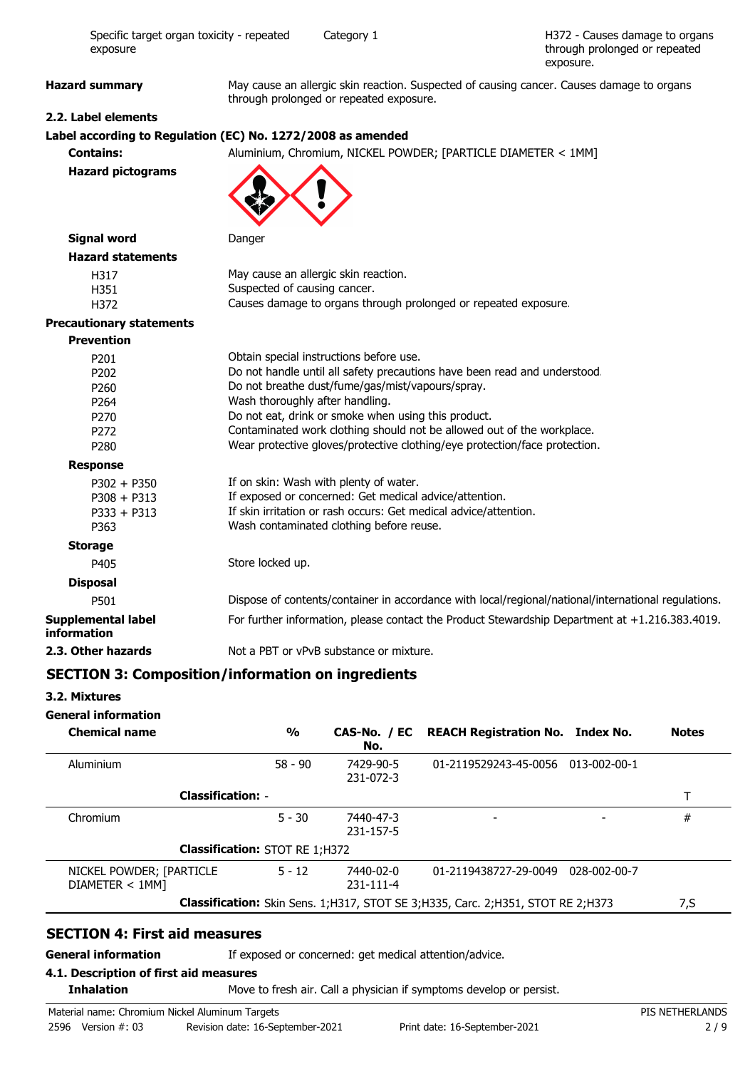| Specific target organ toxicity - repeated exposure | Category 1 | H372 - Causes damage to organs through prolonged or repeated exposure. |
|---|---|---|

**Hazard summary** May cause an allergic skin reaction. Suspected of causing cancer. Causes damage to organs through prolonged or repeated exposure.

### 2.2. Label elements

**Label according to Regulation (EC) No. 1272/2008 as amended**

**Contains:** Aluminium, Chromium, NICKEL POWDER; [PARTICLE DIAMETER < 1MM]

**Hazard pictograms**

**Signal word** Danger

**Hazard statements**

| | |
|---|---|
| H317 | May cause an allergic skin reaction. |
| H351 | Suspected of causing cancer. |
| H372 | Causes damage to organs through prolonged or repeated exposure. |

**Precautionary statements**

**Prevention**

| | |
|---|---|
| P201 | Obtain special instructions before use. |
| P202 | Do not handle until all safety precautions have been read and understood. |
| P260 | Do not breathe dust/fume/gas/mist/vapours/spray. |
| P264 | Wash thoroughly after handling. |
| P270 | Do not eat, drink or smoke when using this product. |
| P272 | Contaminated work clothing should not be allowed out of the workplace. |
| P280 | Wear protective gloves/protective clothing/eye protection/face protection. |

**Response**

| | |
|---|---|
| P302 + P350 | If on skin: Wash with plenty of water. |
| P308 + P313 | If exposed or concerned: Get medical advice/attention. |
| P333 + P313 | If skin irritation or rash occurs: Get medical advice/attention. |
| P363 | Wash contaminated clothing before reuse. |

**Storage**

| | |
|---|---|
| P405 | Store locked up. |

**Disposal**

| | |
|---|---|
| P501 | Dispose of contents/container in accordance with local/regional/national/international regulations. |

**Supplemental label information** For further information, please contact the Product Stewardship Department at +1.216.383.4019.

**2.3. Other hazards** Not a PBT or vPvB substance or mixture.

## SECTION 3: Composition/information on ingredients

### 3.2. Mixtures

**General information**

| Chemical name | % | CAS-No. / EC No. | REACH Registration No. | Index No. | Notes |
|---|---|---|---|---|---|
| Aluminium | 58 - 90 | 7429-90-5 231-072-3 | 01-2119529243-45-0056 | 013-002-00-1 | |
| **Classification:** - | | | | | T |
| Chromium | 5 - 30 | 7440-47-3 231-157-5 | - | - | # |
| **Classification:** STOT RE 1;H372 | | | | | |
| NICKEL POWDER; [PARTICLE DIAMETER < 1MM] | 5 - 12 | 7440-02-0 231-111-4 | 01-2119438727-29-0049 | 028-002-00-7 | |
| **Classification:** Skin Sens. 1;H317, STOT SE 3;H335, Carc. 2;H351, STOT RE 2;H373 | | | | | 7,S |

## SECTION 4: First aid measures

**General information** If exposed or concerned: get medical attention/advice.

### 4.1. Description of first aid measures

**Inhalation** Move to fresh air. Call a physician if symptoms develop or persist.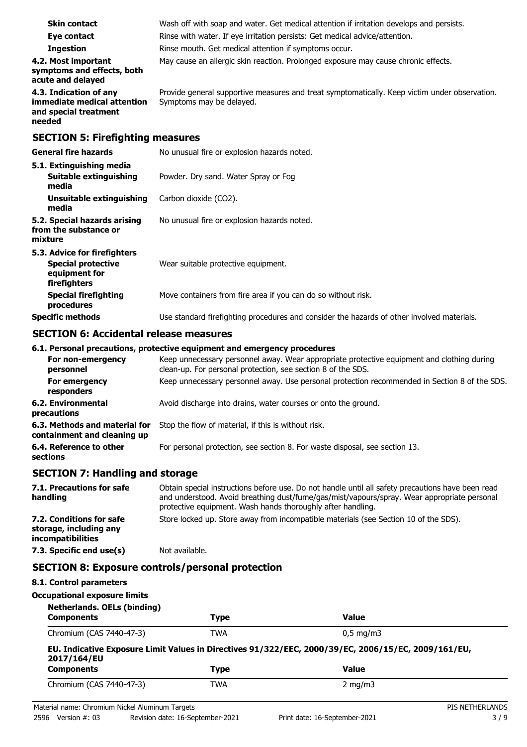**Skin contact** Wash off with soap and water. Get medical attention if irritation develops and persists.

**Eye contact** Rinse with water. If eye irritation persists: Get medical advice/attention.

**Ingestion** Rinse mouth. Get medical attention if symptoms occur.

**4.2. Most important symptoms and effects, both acute and delayed** May cause an allergic skin reaction. Prolonged exposure may cause chronic effects.

**4.3. Indication of any immediate medical attention and special treatment needed** Provide general supportive measures and treat symptomatically. Keep victim under observation. Symptoms may be delayed.

## SECTION 5: Firefighting measures

**General fire hazards** No unusual fire or explosion hazards noted.

**5.1. Extinguishing media**

**Suitable extinguishing media** Powder. Dry sand. Water Spray or Fog

**Unsuitable extinguishing media** Carbon dioxide ($CO_2$).

**5.2. Special hazards arising from the substance or mixture** No unusual fire or explosion hazards noted.

**5.3. Advice for firefighters**

**Special protective equipment for firefighters** Wear suitable protective equipment.

**Special firefighting procedures** Move containers from fire area if you can do so without risk.

**Specific methods** Use standard firefighting procedures and consider the hazards of other involved materials.

## SECTION 6: Accidental release measures

**6.1. Personal precautions, protective equipment and emergency procedures**

**For non-emergency personnel** Keep unnecessary personnel away. Wear appropriate protective equipment and clothing during clean-up. For personal protection, see section 8 of the SDS.

**For emergency responders** Keep unnecessary personnel away. Use personal protection recommended in Section 8 of the SDS.

**6.2. Environmental precautions** Avoid discharge into drains, water courses or onto the ground.

**6.3. Methods and material for containment and cleaning up** Stop the flow of material, if this is without risk.

**6.4. Reference to other sections** For personal protection, see section 8. For waste disposal, see section 13.

## SECTION 7: Handling and storage

**7.1. Precautions for safe handling** Obtain special instructions before use. Do not handle until all safety precautions have been read and understood. Avoid breathing dust/fume/gas/mist/vapours/spray. Wear appropriate personal protective equipment. Wash hands thoroughly after handling.

**7.2. Conditions for safe storage, including any incompatibilities** Store locked up. Store away from incompatible materials (see Section 10 of the SDS).

**7.3. Specific end use(s)** Not available.

## SECTION 8: Exposure controls/personal protection

**8.1. Control parameters**

**Occupational exposure limits**

**Netherlands. OELs (binding)**

| Components | Type | Value |
| --- | --- | --- |
| Chromium (CAS 7440-47-3) | TWA | 0,5 mg/m3 |

**EU. Indicative Exposure Limit Values in Directives 91/322/EEC, 2000/39/EC, 2006/15/EC, 2009/161/EU, 2017/164/EU**

| Components | Type | Value |
| --- | --- | --- |
| Chromium (CAS 7440-47-3) | TWA | 2 mg/m3 |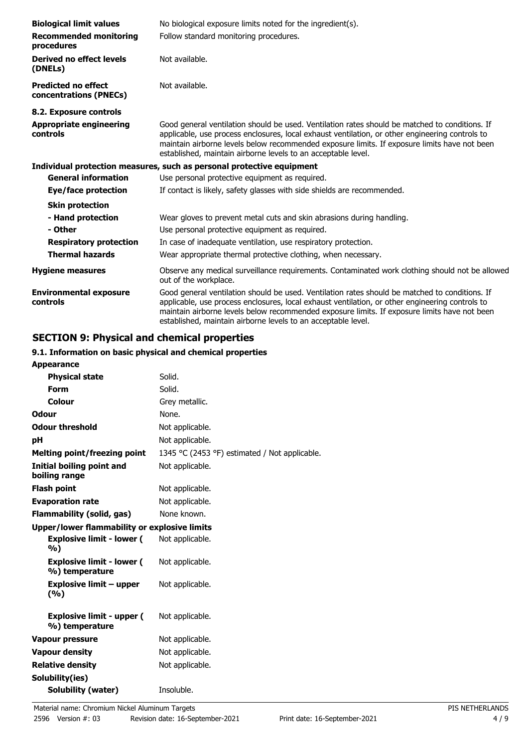| | |
|---|---|
| **Biological limit values** | No biological exposure limits noted for the ingredient(s). |
| **Recommended monitoring procedures** | Follow standard monitoring procedures. |
| **Derived no effect levels (DNELs)** | Not available. |
| **Predicted no effect concentrations (PNECs)** | Not available. |

**8.2. Exposure controls**

| | |
|---|---|
| **Appropriate engineering controls** | Good general ventilation should be used. Ventilation rates should be matched to conditions. If applicable, use process enclosures, local exhaust ventilation, or other engineering controls to maintain airborne levels below recommended exposure limits. If exposure limits have not been established, maintain airborne levels to an acceptable level. |

**Individual protection measures, such as personal protective equipment**

| | |
|---|---|
| **General information** | Use personal protective equipment as required. |
| **Eye/face protection** | If contact is likely, safety glasses with side shields are recommended. |
| **Skin protection** | |
| **- Hand protection** | Wear gloves to prevent metal cuts and skin abrasions during handling. |
| **- Other** | Use personal protective equipment as required. |
| **Respiratory protection** | In case of inadequate ventilation, use respiratory protection. |
| **Thermal hazards** | Wear appropriate thermal protective clothing, when necessary. |
| **Hygiene measures** | Observe any medical surveillance requirements. Contaminated work clothing should not be allowed out of the workplace. |
| **Environmental exposure controls** | Good general ventilation should be used. Ventilation rates should be matched to conditions. If applicable, use process enclosures, local exhaust ventilation, or other engineering controls to maintain airborne levels below recommended exposure limits. If exposure limits have not been established, maintain airborne levels to an acceptable level. |

## SECTION 9: Physical and chemical properties

### 9.1. Information on basic physical and chemical properties

| | |
|---|---|
| **Appearance** | |
| **Physical state** | Solid. |
| **Form** | Solid. |
| **Colour** | Grey metallic. |
| **Odour** | None. |
| **Odour threshold** | Not applicable. |
| **pH** | Not applicable. |
| **Melting point/freezing point** | 1345 °C (2453 °F) estimated / Not applicable. |
| **Initial boiling point and boiling range** | Not applicable. |
| **Flash point** | Not applicable. |
| **Evaporation rate** | Not applicable. |
| **Flammability (solid, gas)** | None known. |
| **Upper/lower flammability or explosive limits** | |
| **Explosive limit - lower (%)** | Not applicable. |
| **Explosive limit - lower (%) temperature** | Not applicable. |
| **Explosive limit – upper (%)** | Not applicable. |
| **Explosive limit - upper (%) temperature** | Not applicable. |
| **Vapour pressure** | Not applicable. |
| **Vapour density** | Not applicable. |
| **Relative density** | Not applicable. |
| **Solubility(ies)** | |
| **Solubility (water)** | Insoluble. |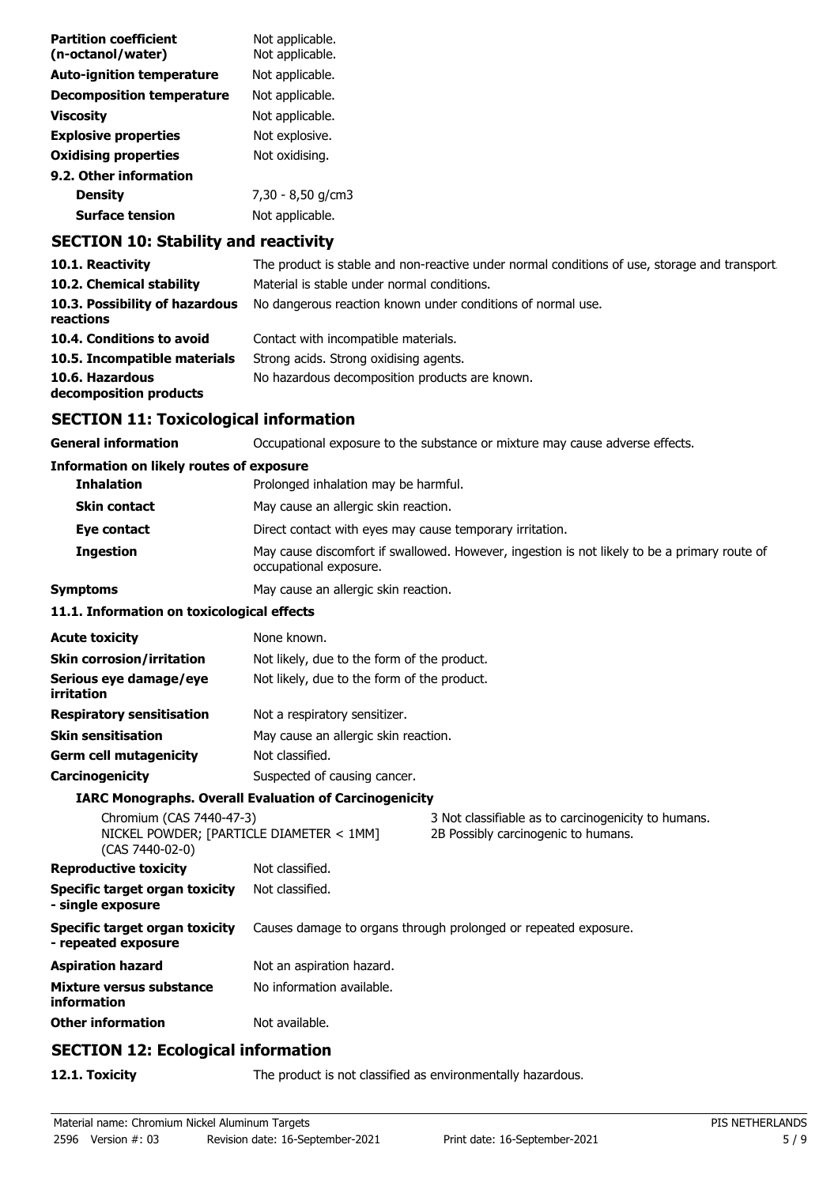| | |
|---|---|
| **Partition coefficient (n-octanol/water)** | Not applicable. Not applicable. |
| **Auto-ignition temperature** | Not applicable. |
| **Decomposition temperature** | Not applicable. |
| **Viscosity** | Not applicable. |
| **Explosive properties** | Not explosive. |
| **Oxidising properties** | Not oxidising. |
| **9.2. Other information** | |
| **Density** | 7,30 - 8,50 g/cm3 |
| **Surface tension** | Not applicable. |

## SECTION 10: Stability and reactivity

| | |
|---|---|
| **10.1. Reactivity** | The product is stable and non-reactive under normal conditions of use, storage and transport. |
| **10.2. Chemical stability** | Material is stable under normal conditions. |
| **10.3. Possibility of hazardous reactions** | No dangerous reaction known under conditions of normal use. |
| **10.4. Conditions to avoid** | Contact with incompatible materials. |
| **10.5. Incompatible materials** | Strong acids. Strong oxidising agents. |
| **10.6. Hazardous decomposition products** | No hazardous decomposition products are known. |

## SECTION 11: Toxicological information

| | |
|---|---|
| **General information** | Occupational exposure to the substance or mixture may cause adverse effects. |

**Information on likely routes of exposure**

| | |
|---|---|
| **Inhalation** | Prolonged inhalation may be harmful. |
| **Skin contact** | May cause an allergic skin reaction. |
| **Eye contact** | Direct contact with eyes may cause temporary irritation. |
| **Ingestion** | May cause discomfort if swallowed. However, ingestion is not likely to be a primary route of occupational exposure. |
| **Symptoms** | May cause an allergic skin reaction. |

**11.1. Information on toxicological effects**

| | |
|---|---|
| **Acute toxicity** | None known. |
| **Skin corrosion/irritation** | Not likely, due to the form of the product. |
| **Serious eye damage/eye irritation** | Not likely, due to the form of the product. |
| **Respiratory sensitisation** | Not a respiratory sensitizer. |
| **Skin sensitisation** | May cause an allergic skin reaction. |
| **Germ cell mutagenicity** | Not classified. |
| **Carcinogenicity** | Suspected of causing cancer. |

**IARC Monographs. Overall Evaluation of Carcinogenicity**

| | |
|---|---|
| Chromium (CAS 7440-47-3) | 3 Not classifiable as to carcinogenicity to humans. |
| NICKEL POWDER; [PARTICLE DIAMETER < 1MM] (CAS 7440-02-0) | 2B Possibly carcinogenic to humans. |

| | |
|---|---|
| **Reproductive toxicity** | Not classified. |
| **Specific target organ toxicity - single exposure** | Not classified. |
| **Specific target organ toxicity - repeated exposure** | Causes damage to organs through prolonged or repeated exposure. |
| **Aspiration hazard** | Not an aspiration hazard. |
| **Mixture versus substance information** | No information available. |
| **Other information** | Not available. |

## SECTION 12: Ecological information

| | |
|---|---|
| **12.1. Toxicity** | The product is not classified as environmentally hazardous. |

Material name: Chromium Nickel Aluminum Targets
2596 Version #: 03 Revision date: 16-September-2021 Print date: 16-September-2021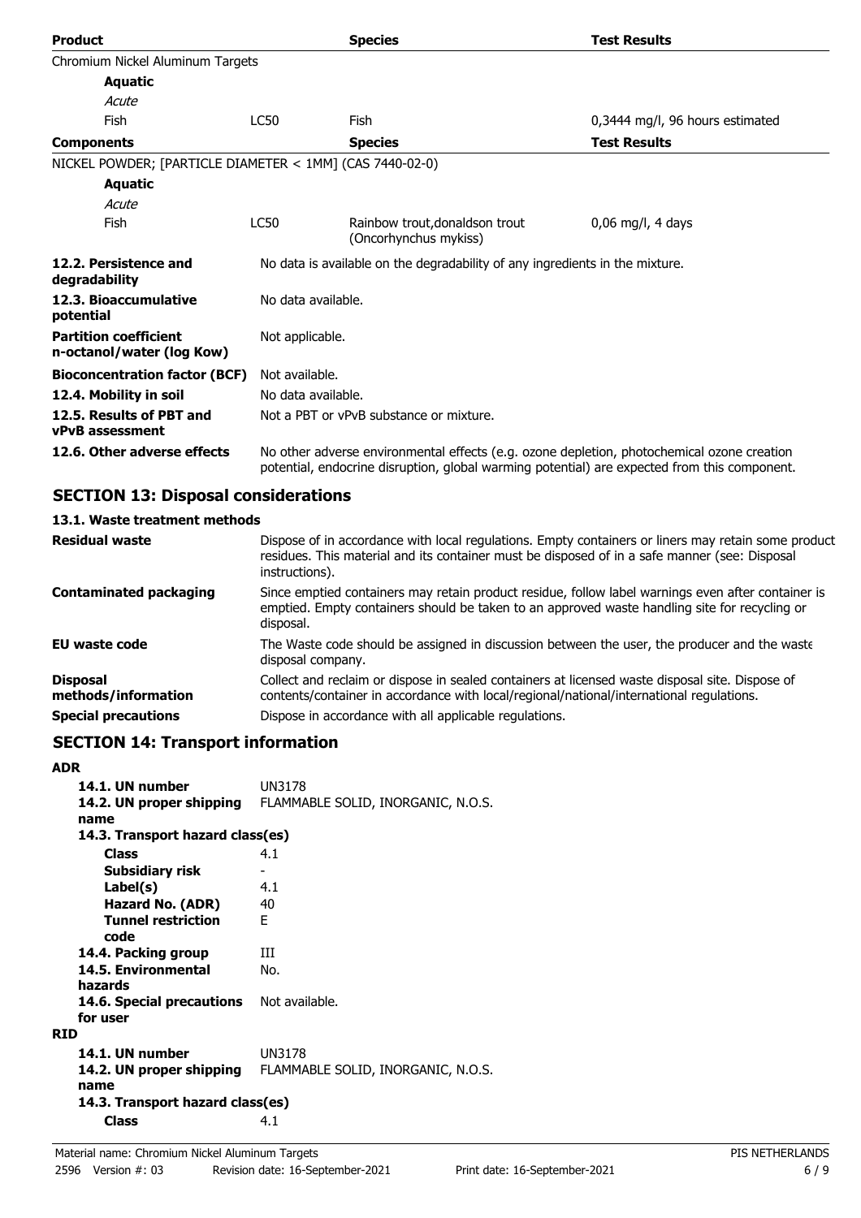| Product | | Species | Test Results |
|---|---|---|---|
| Chromium Nickel Aluminum Targets | | | |
| **Aquatic** | | | |
| *Acute* | | | |
| Fish | LC50 | Fish | 0,3444 mg/l, 96 hours estimated |

| Components | | Species | Test Results |
|---|---|---|---|
| NICKEL POWDER; [PARTICLE DIAMETER < 1MM] (CAS 7440-02-0) | | | |
| **Aquatic** | | | |
| *Acute* | | | |
| Fish | LC50 | Rainbow trout,donaldson trout (Oncorhynchus mykiss) | 0,06 mg/l, 4 days |

**12.2. Persistence and degradability** No data is available on the degradability of any ingredients in the mixture.

**12.3. Bioaccumulative potential** No data available.

**Partition coefficient n-octanol/water (log Kow)** Not applicable.

**Bioconcentration factor (BCF)** Not available.

**12.4. Mobility in soil** No data available.

**12.5. Results of PBT and vPvB assessment** Not a PBT or vPvB substance or mixture.

**12.6. Other adverse effects** No other adverse environmental effects (e.g. ozone depletion, photochemical ozone creation potential, endocrine disruption, global warming potential) are expected from this component.

## SECTION 13: Disposal considerations

### 13.1. Waste treatment methods

**Residual waste** Dispose of in accordance with local regulations. Empty containers or liners may retain some product residues. This material and its container must be disposed of in a safe manner (see: Disposal instructions).

**Contaminated packaging** Since emptied containers may retain product residue, follow label warnings even after container is emptied. Empty containers should be taken to an approved waste handling site for recycling or disposal.

**EU waste code** The Waste code should be assigned in discussion between the user, the producer and the waste disposal company.

**Disposal methods/information** Collect and reclaim or dispose in sealed containers at licensed waste disposal site. Dispose of contents/container in accordance with local/regional/national/international regulations.

**Special precautions** Dispose in accordance with all applicable regulations.

## SECTION 14: Transport information

**ADR**

- **14.1. UN number** UN3178
- **14.2. UN proper shipping name** FLAMMABLE SOLID, INORGANIC, N.O.S.
- **14.3. Transport hazard class(es)**
  - **Class** 4.1
  - **Subsidiary risk** -
  - **Label(s)** 4.1
  - **Hazard No. (ADR)** 40
  - **Tunnel restriction code** E
- **14.4. Packing group** III
- **14.5. Environmental hazards** No.
- **14.6. Special precautions for user** Not available.

**RID**

- **14.1. UN number** UN3178
- **14.2. UN proper shipping name** FLAMMABLE SOLID, INORGANIC, N.O.S.
- **14.3. Transport hazard class(es)**
  - **Class** 4.1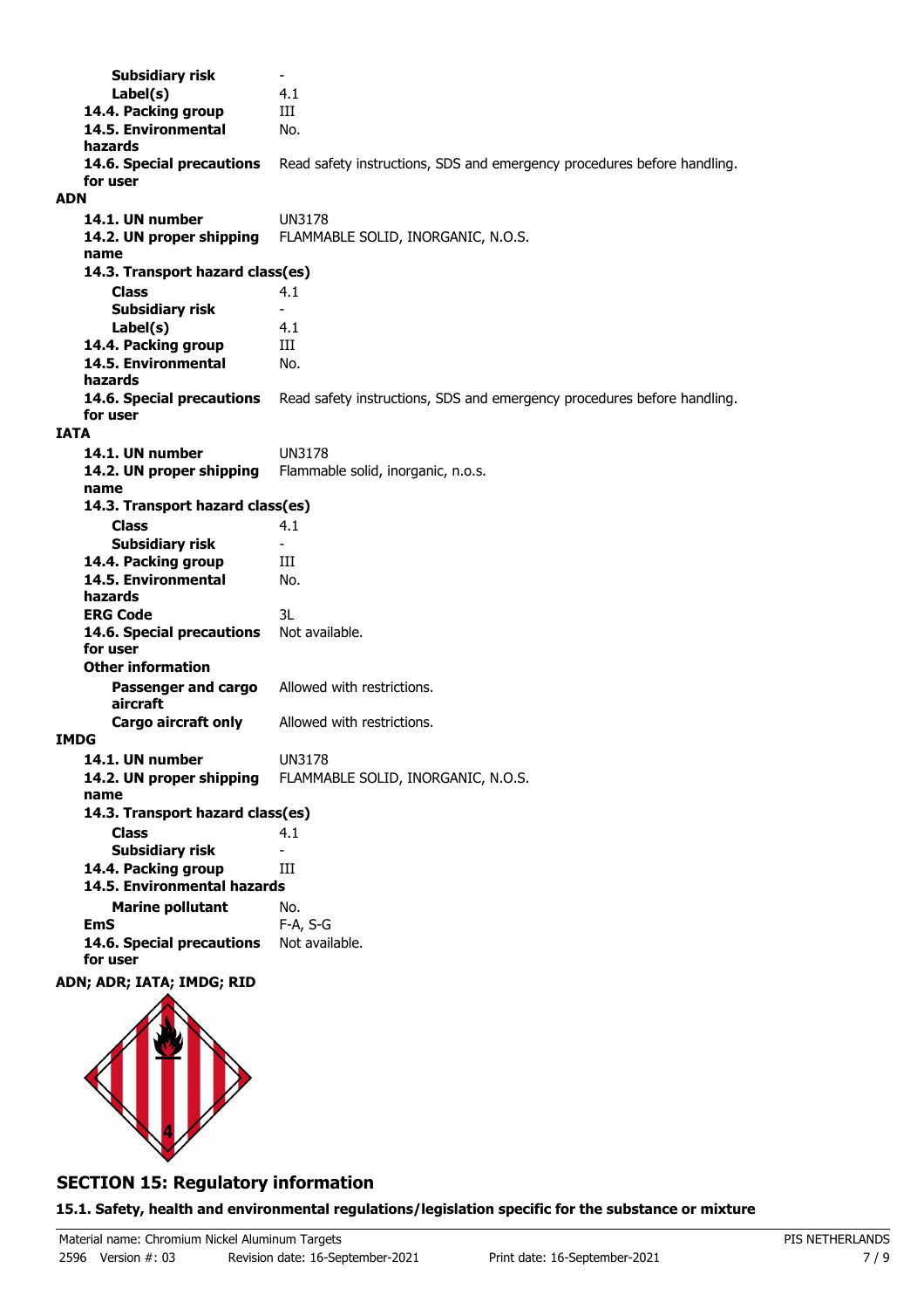**Subsidiary risk** -
**Label(s)** 4.1
**14.4. Packing group** III
**14.5. Environmental hazards** No.
**14.6. Special precautions for user** Read safety instructions, SDS and emergency procedures before handling.

**ADN**

**14.1. UN number** UN3178
**14.2. UN proper shipping name** FLAMMABLE SOLID, INORGANIC, N.O.S.
**14.3. Transport hazard class(es)**
**Class** 4.1
**Subsidiary risk** -
**Label(s)** 4.1
**14.4. Packing group** III
**14.5. Environmental hazards** No.
**14.6. Special precautions for user** Read safety instructions, SDS and emergency procedures before handling.

**IATA**

**14.1. UN number** UN3178
**14.2. UN proper shipping name** Flammable solid, inorganic, n.o.s.
**14.3. Transport hazard class(es)**
**Class** 4.1
**Subsidiary risk** -
**14.4. Packing group** III
**14.5. Environmental hazards** No.
**ERG Code** 3L
**14.6. Special precautions for user** Not available.
**Other information**
**Passenger and cargo aircraft** Allowed with restrictions.
**Cargo aircraft only** Allowed with restrictions.

**IMDG**

**14.1. UN number** UN3178
**14.2. UN proper shipping name** FLAMMABLE SOLID, INORGANIC, N.O.S.
**14.3. Transport hazard class(es)**
**Class** 4.1
**Subsidiary risk** -
**14.4. Packing group** III
**14.5. Environmental hazards**
**Marine pollutant** No.
**EmS** F-A, S-G
**14.6. Special precautions for user** Not available.

**ADN; ADR; IATA; IMDG; RID**

## SECTION 15: Regulatory information

**15.1. Safety, health and environmental regulations/legislation specific for the substance or mixture**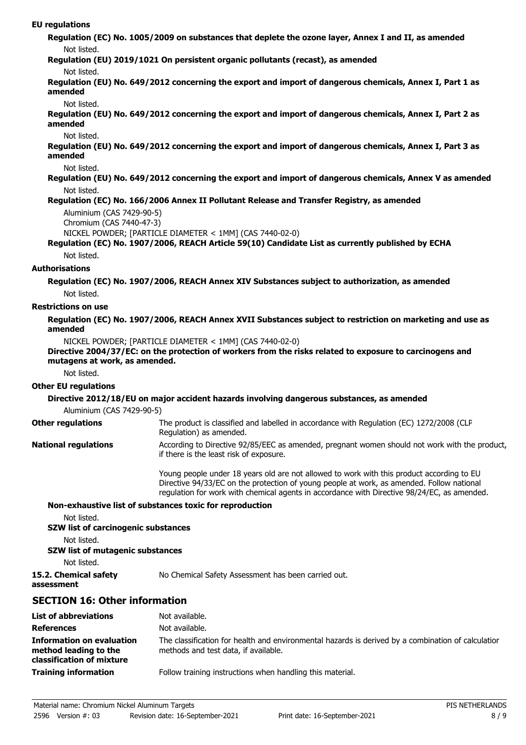**EU regulations**

**Regulation (EC) No. 1005/2009 on substances that deplete the ozone layer, Annex I and II, as amended**

Not listed.

**Regulation (EU) 2019/1021 On persistent organic pollutants (recast), as amended**

Not listed.

**Regulation (EU) No. 649/2012 concerning the export and import of dangerous chemicals, Annex I, Part 1 as amended**

Not listed.

**Regulation (EU) No. 649/2012 concerning the export and import of dangerous chemicals, Annex I, Part 2 as amended**

Not listed.

**Regulation (EU) No. 649/2012 concerning the export and import of dangerous chemicals, Annex I, Part 3 as amended**

Not listed.

**Regulation (EU) No. 649/2012 concerning the export and import of dangerous chemicals, Annex V as amended**

Not listed.

**Regulation (EC) No. 166/2006 Annex II Pollutant Release and Transfer Registry, as amended**

Aluminium (CAS 7429-90-5)
Chromium (CAS 7440-47-3)
NICKEL POWDER; [PARTICLE DIAMETER < 1MM] (CAS 7440-02-0)

**Regulation (EC) No. 1907/2006, REACH Article 59(10) Candidate List as currently published by ECHA**

Not listed.

**Authorisations**

**Regulation (EC) No. 1907/2006, REACH Annex XIV Substances subject to authorization, as amended**

Not listed.

**Restrictions on use**

**Regulation (EC) No. 1907/2006, REACH Annex XVII Substances subject to restriction on marketing and use as amended**

NICKEL POWDER; [PARTICLE DIAMETER < 1MM] (CAS 7440-02-0)

**Directive 2004/37/EC: on the protection of workers from the risks related to exposure to carcinogens and mutagens at work, as amended.**

Not listed.

**Other EU regulations**

**Directive 2012/18/EU on major accident hazards involving dangerous substances, as amended**

Aluminium (CAS 7429-90-5)

**Other regulations** The product is classified and labelled in accordance with Regulation (EC) 1272/2008 (CLP Regulation) as amended.

**National regulations** According to Directive 92/85/EEC as amended, pregnant women should not work with the product, if there is the least risk of exposure.

Young people under 18 years old are not allowed to work with this product according to EU Directive 94/33/EC on the protection of young people at work, as amended. Follow national regulation for work with chemical agents in accordance with Directive 98/24/EC, as amended.

**Non-exhaustive list of substances toxic for reproduction**

Not listed.

**SZW list of carcinogenic substances**

Not listed.

**SZW list of mutagenic substances**

Not listed.

**15.2. Chemical safety assessment** No Chemical Safety Assessment has been carried out.

## SECTION 16: Other information

**List of abbreviations** Not available.

**References** Not available.

**Information on evaluation method leading to the classification of mixture** The classification for health and environmental hazards is derived by a combination of calculation methods and test data, if available.

**Training information** Follow training instructions when handling this material.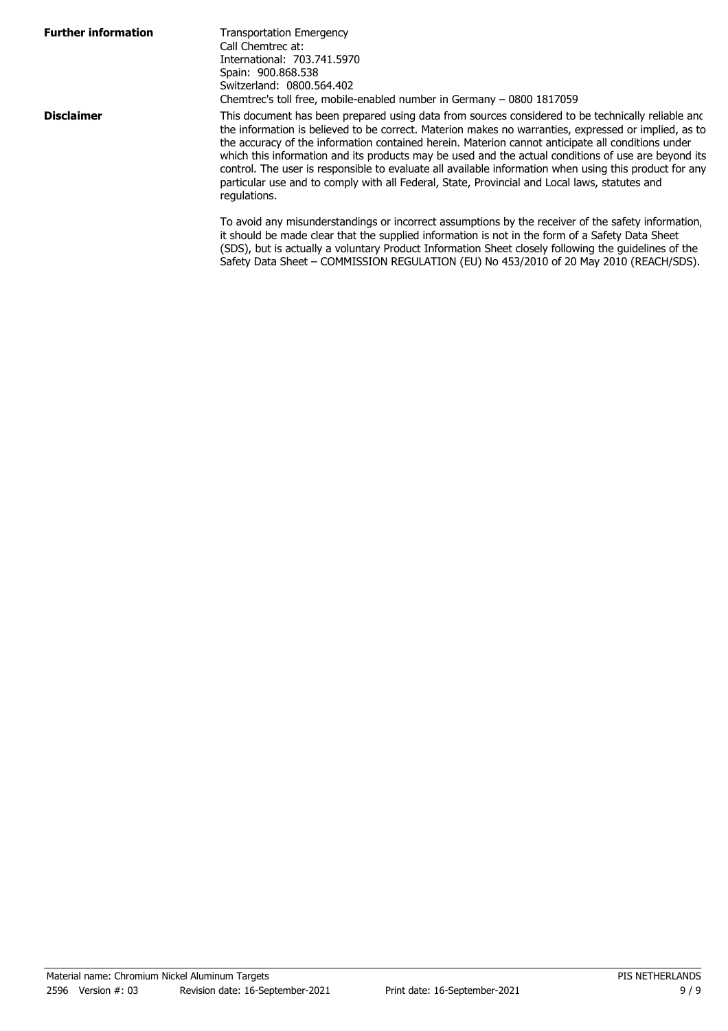**Further information**

Transportation Emergency
Call Chemtrec at:
International: 703.741.5970
Spain: 900.868.538
Switzerland: 0800.564.402
Chemtrec's toll free, mobile-enabled number in Germany – 0800 1817059

**Disclaimer**

This document has been prepared using data from sources considered to be technically reliable and the information is believed to be correct. Materion makes no warranties, expressed or implied, as to the accuracy of the information contained herein. Materion cannot anticipate all conditions under which this information and its products may be used and the actual conditions of use are beyond its control. The user is responsible to evaluate all available information when using this product for any particular use and to comply with all Federal, State, Provincial and Local laws, statutes and regulations.

To avoid any misunderstandings or incorrect assumptions by the receiver of the safety information, it should be made clear that the supplied information is not in the form of a Safety Data Sheet (SDS), but is actually a voluntary Product Information Sheet closely following the guidelines of the Safety Data Sheet – COMMISSION REGULATION (EU) No 453/2010 of 20 May 2010 (REACH/SDS).